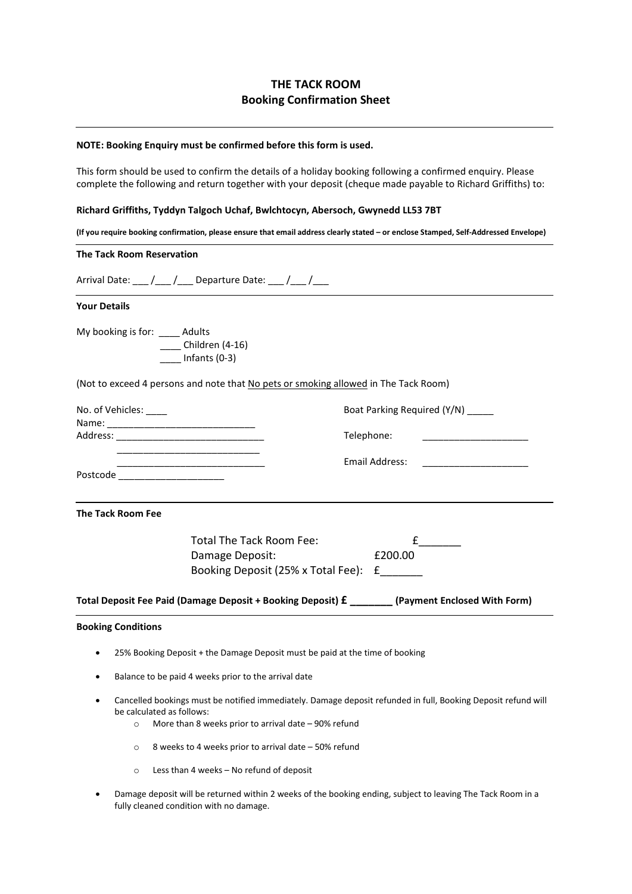# THE TACK ROOM
## Booking Confirmation Sheet

---

**NOTE: Booking Enquiry must be confirmed before this form is used.**

This form should be used to confirm the details of a holiday booking following a confirmed enquiry. Please complete the following and return together with your deposit (cheque made payable to Richard Griffiths) to:

**Richard Griffiths, Tyddyn Talgoch Uchaf, Bwlchtocyn, Abersoch, Gwynedd LL53 7BT**

**(If you require booking confirmation, please ensure that email address clearly stated – or enclose Stamped, Self-Addressed Envelope)**

---

**The Tack Room Reservation**

Arrival Date: ___ /___ /___ Departure Date: ___ /___ /___

---

**Your Details**

My booking is for: ____ Adults
____ Children (4-16)
____ Infants (0-3)

(Not to exceed 4 persons and note that No pets or smoking allowed in The Tack Room)

No. of Vehicles: ____

Boat Parking Required (Y/N) _____

Name: ____________________________

Address: ____________________________
____________________________
____________________________

Telephone: ____________________

Email Address: ____________________

Postcode ____________________

---

**The Tack Room Fee**

Total The Tack Room Fee: £_______
Damage Deposit: £200.00
Booking Deposit (25% x Total Fee): £_______

**Total Deposit Fee Paid (Damage Deposit + Booking Deposit) £ _______ (Payment Enclosed With Form)**

---

**Booking Conditions**

- 25% Booking Deposit + the Damage Deposit must be paid at the time of booking
- Balance to be paid 4 weeks prior to the arrival date
- Cancelled bookings must be notified immediately. Damage deposit refunded in full, Booking Deposit refund will be calculated as follows:
  - More than 8 weeks prior to arrival date – 90% refund
  - 8 weeks to 4 weeks prior to arrival date – 50% refund
  - Less than 4 weeks – No refund of deposit
- Damage deposit will be returned within 2 weeks of the booking ending, subject to leaving The Tack Room in a fully cleaned condition with no damage.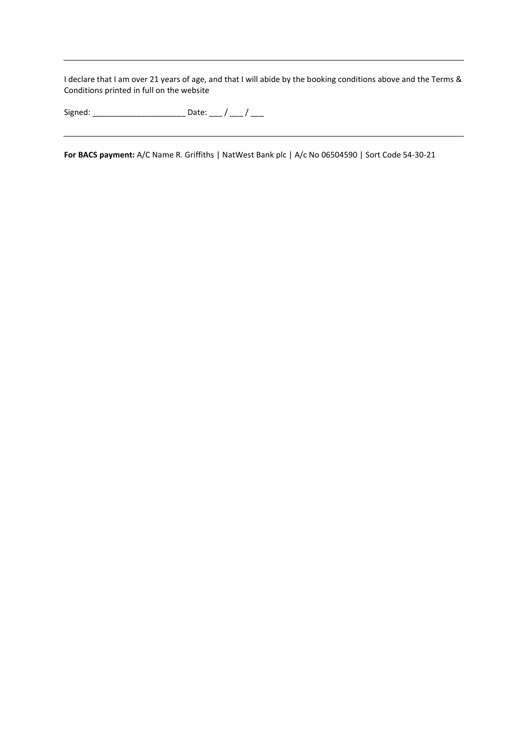---

I declare that I am over 21 years of age, and that I will abide by the booking conditions above and the Terms & Conditions printed in full on the website

Signed: ____________________ Date: ___ / ___ / ___

---

**For BACS payment:** A/C Name R. Griffiths | NatWest Bank plc | A/c No 06504590 | Sort Code 54-30-21